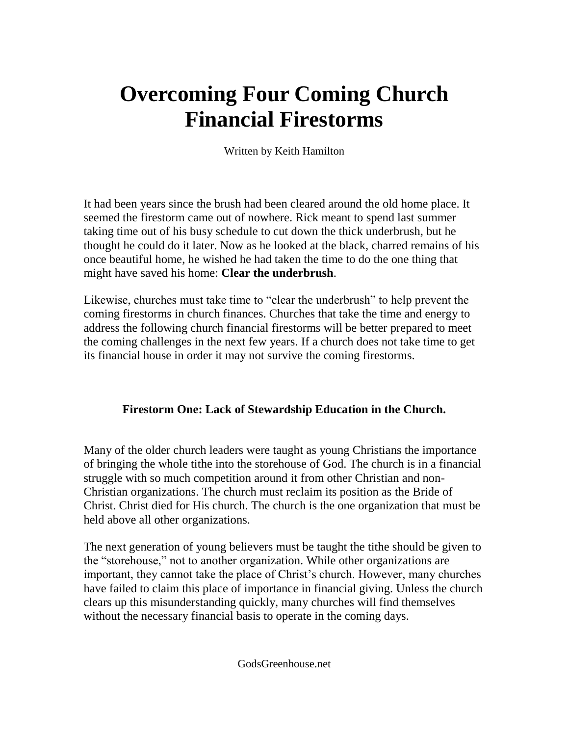# Overcoming Four Coming Church Financial Firestorms

Written by Keith Hamilton

It had been years since the brush had been cleared around the old home place. It seemed the firestorm came out of nowhere. Rick meant to spend last summer taking time out of his busy schedule to cut down the thick underbrush, but he thought he could do it later. Now as he looked at the black, charred remains of his once beautiful home, he wished he had taken the time to do the one thing that might have saved his home: **Clear the underbrush**.

Likewise, churches must take time to "clear the underbrush" to help prevent the coming firestorms in church finances. Churches that take the time and energy to address the following church financial firestorms will be better prepared to meet the coming challenges in the next few years. If a church does not take time to get its financial house in order it may not survive the coming firestorms.

### Firestorm One: Lack of Stewardship Education in the Church.

Many of the older church leaders were taught as young Christians the importance of bringing the whole tithe into the storehouse of God. The church is in a financial struggle with so much competition around it from other Christian and non-Christian organizations. The church must reclaim its position as the Bride of Christ. Christ died for His church. The church is the one organization that must be held above all other organizations.

The next generation of young believers must be taught the tithe should be given to the "storehouse," not to another organization. While other organizations are important, they cannot take the place of Christ's church. However, many churches have failed to claim this place of importance in financial giving. Unless the church clears up this misunderstanding quickly, many churches will find themselves without the necessary financial basis to operate in the coming days.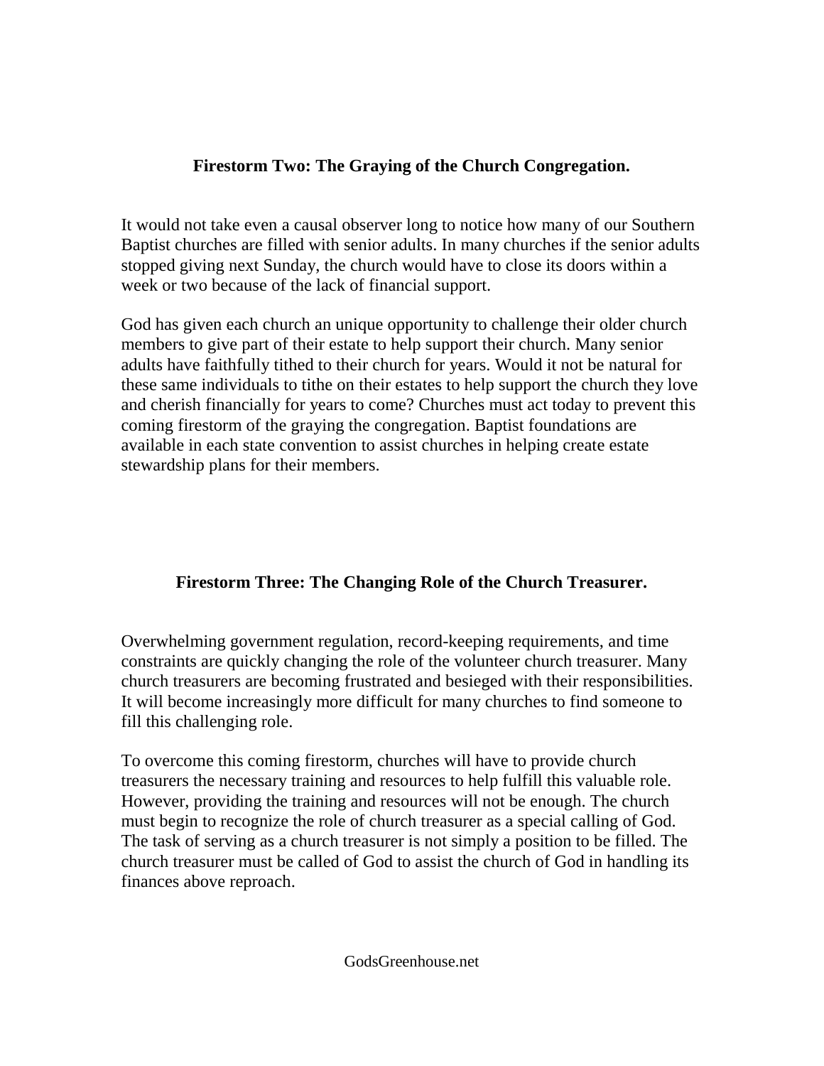## Firestorm Two: The Graying of the Church Congregation.

It would not take even a causal observer long to notice how many of our Southern Baptist churches are filled with senior adults. In many churches if the senior adults stopped giving next Sunday, the church would have to close its doors within a week or two because of the lack of financial support.

God has given each church an unique opportunity to challenge their older church members to give part of their estate to help support their church. Many senior adults have faithfully tithed to their church for years. Would it not be natural for these same individuals to tithe on their estates to help support the church they love and cherish financially for years to come? Churches must act today to prevent this coming firestorm of the graying the congregation. Baptist foundations are available in each state convention to assist churches in helping create estate stewardship plans for their members.

## Firestorm Three: The Changing Role of the Church Treasurer.

Overwhelming government regulation, record-keeping requirements, and time constraints are quickly changing the role of the volunteer church treasurer. Many church treasurers are becoming frustrated and besieged with their responsibilities. It will become increasingly more difficult for many churches to find someone to fill this challenging role.

To overcome this coming firestorm, churches will have to provide church treasurers the necessary training and resources to help fulfill this valuable role. However, providing the training and resources will not be enough. The church must begin to recognize the role of church treasurer as a special calling of God. The task of serving as a church treasurer is not simply a position to be filled. The church treasurer must be called of God to assist the church of God in handling its finances above reproach.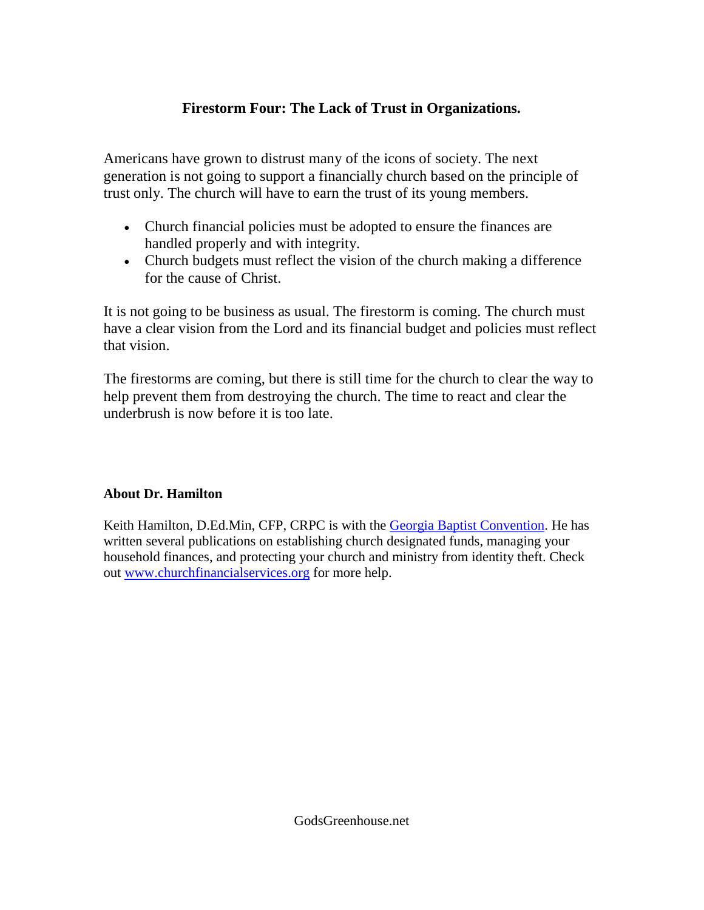### Firestorm Four: The Lack of Trust in Organizations.

Americans have grown to distrust many of the icons of society. The next generation is not going to support a financially church based on the principle of trust only. The church will have to earn the trust of its young members.

- Church financial policies must be adopted to ensure the finances are handled properly and with integrity.
- Church budgets must reflect the vision of the church making a difference for the cause of Christ.

It is not going to be business as usual. The firestorm is coming. The church must have a clear vision from the Lord and its financial budget and policies must reflect that vision.

The firestorms are coming, but there is still time for the church to clear the way to help prevent them from destroying the church. The time to react and clear the underbrush is now before it is too late.

**About Dr. Hamilton**

Keith Hamilton, D.Ed.Min, CFP, CRPC is with the Georgia Baptist Convention. He has written several publications on establishing church designated funds, managing your household finances, and protecting your church and ministry from identity theft. Check out www.churchfinancialservices.org for more help.